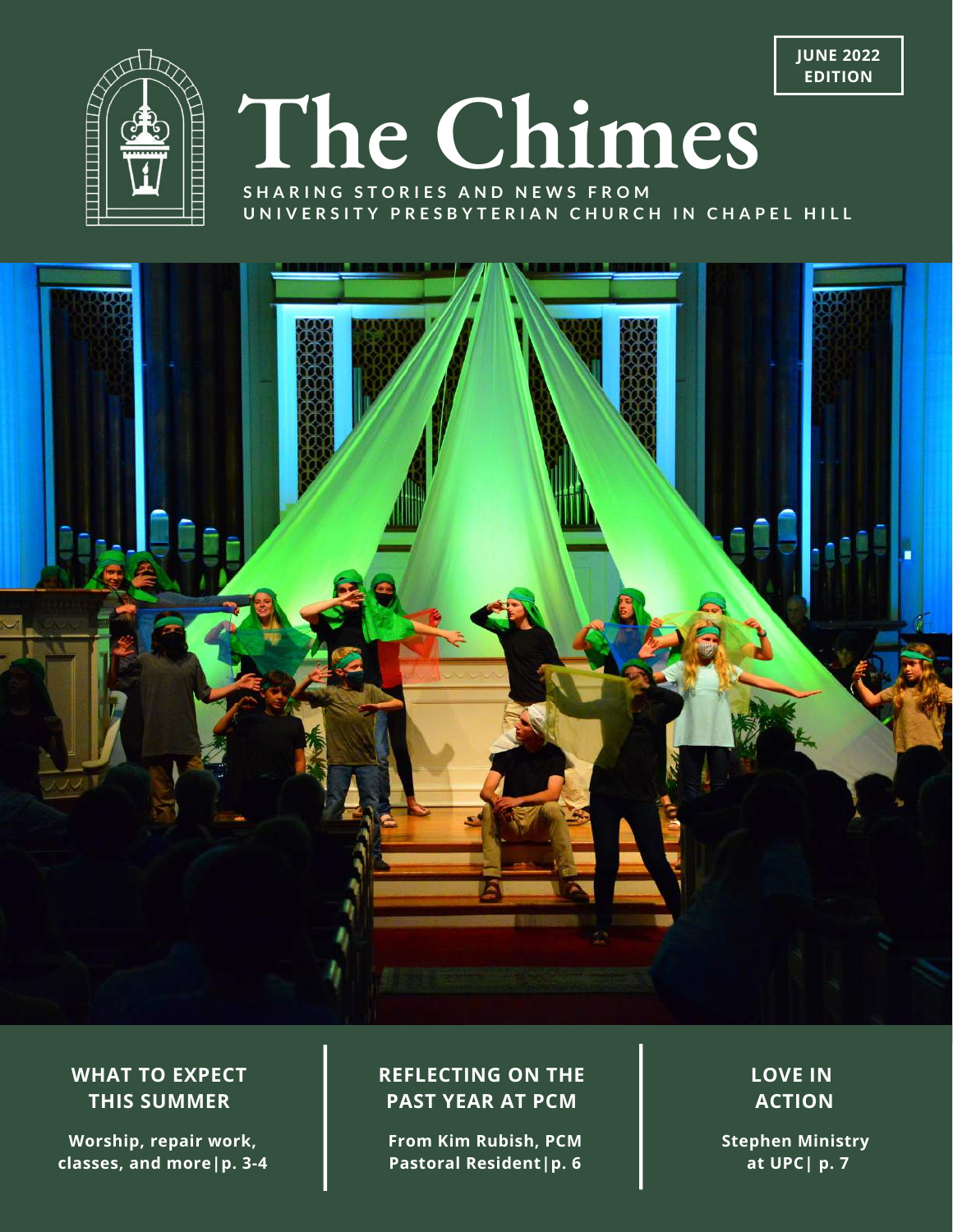JUNE 2022 EDITION

# The Chimes

SHARING STORIES AND NEWS FROM UNIVERSITY PRESBYTERIAN CHURCH IN CHAPEL HILL

## WHAT TO EXPECT THIS SUMMER

**Worship, repair work, classes, and more | p. 3-4**

## REFLECTING ON THE PAST YEAR AT PCM

**From Kim Rubish, PCM Pastoral Resident | p. 6**

## LOVE IN ACTION

**Stephen Ministry at UPC | p. 7**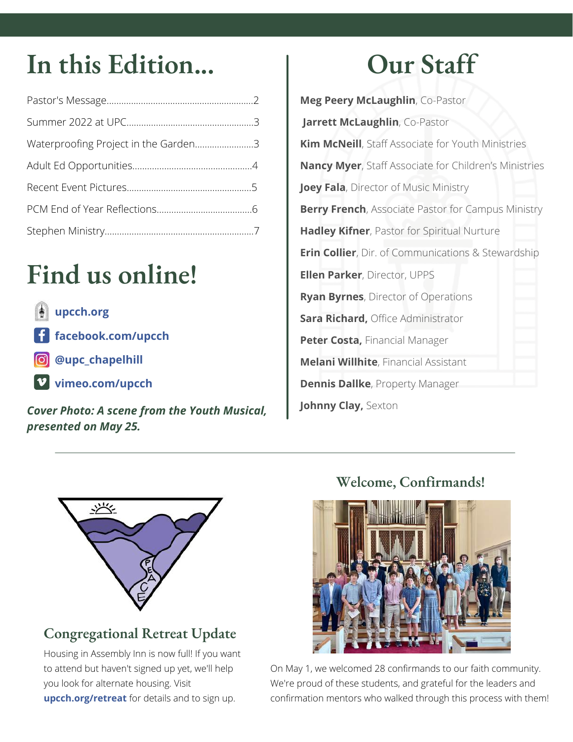# In this Edition...

Pastor's Message..........2

Summer 2022 at UPC..........3

Waterproofing Project in the Garden..........3

Adult Ed Opportunities..........4

Recent Event Pictures..........5

PCM End of Year Reflections..........6

Stephen Ministry..........7

# Find us online!

**upcch.org**

**facebook.com/upcch**

**@upc_chapelhill**

**vimeo.com/upcch**

***Cover Photo: A scene from the Youth Musical, presented on May 25.***

# Our Staff

**Meg Peery McLaughlin**, Co-Pastor

**Jarrett McLaughlin**, Co-Pastor

**Kim McNeill**, Staff Associate for Youth Ministries

**Nancy Myer**, Staff Associate for Children's Ministries

**Joey Fala**, Director of Music Ministry

**Berry French**, Associate Pastor for Campus Ministry

**Hadley Kifner**, Pastor for Spiritual Nurture

**Erin Collier**, Dir. of Communications & Stewardship

**Ellen Parker**, Director, UPPS

**Ryan Byrnes**, Director of Operations

**Sara Richard,** Office Administrator

**Peter Costa,** Financial Manager

**Melani Willhite**, Financial Assistant

**Dennis Dallke**, Property Manager

**Johnny Clay,** Sexton

---

## Congregational Retreat Update

Housing in Assembly Inn is now full! If you want to attend but haven't signed up yet, we'll help you look for alternate housing. Visit **upcch.org/retreat** for details and to sign up.

## Welcome, Confirmands!

On May 1, we welcomed 28 confirmands to our faith community. We're proud of these students, and grateful for the leaders and confirmation mentors who walked through this process with them!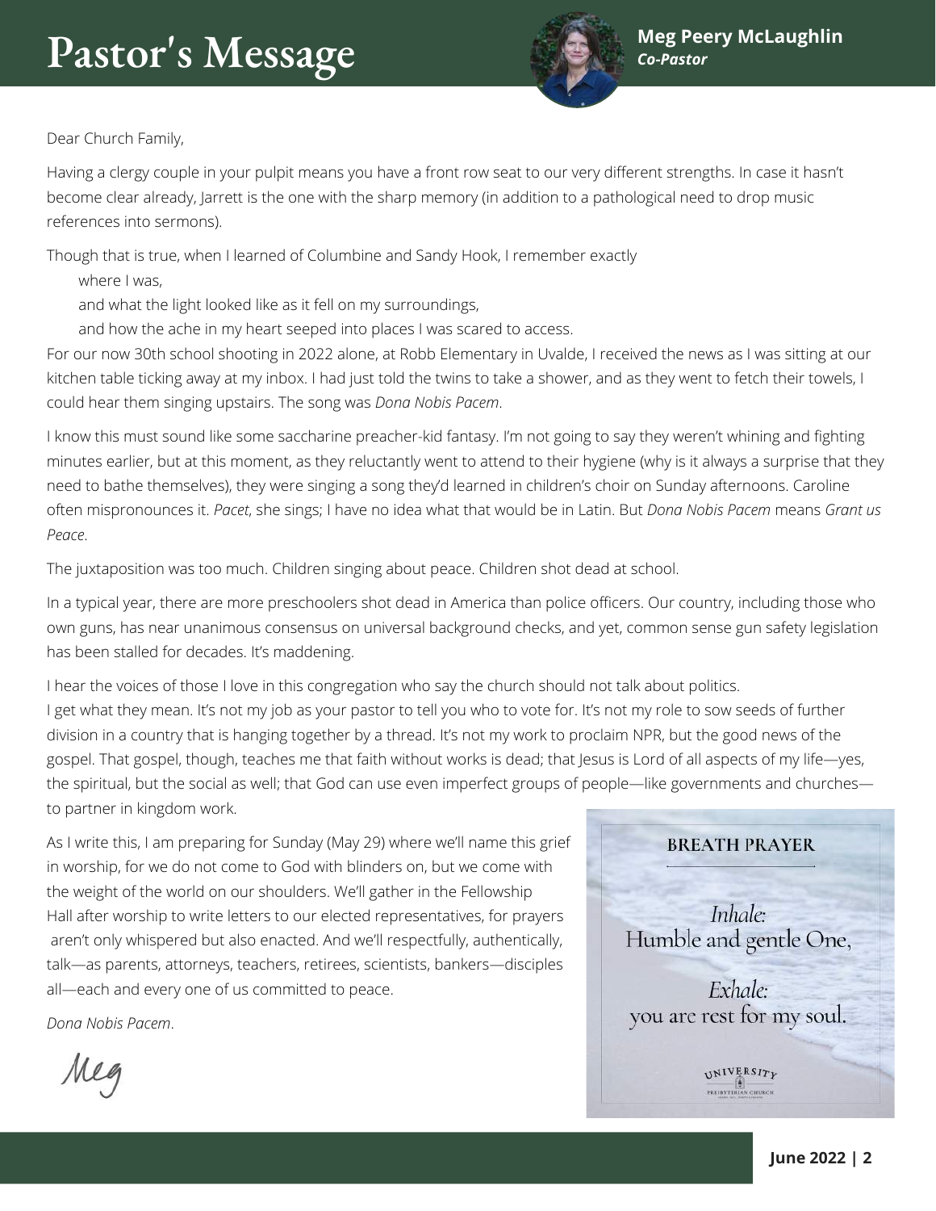# Pastor's Message

**Meg Peery McLaughlin**
***Co-Pastor***

Dear Church Family,

Having a clergy couple in your pulpit means you have a front row seat to our very different strengths. In case it hasn't become clear already, Jarrett is the one with the sharp memory (in addition to a pathological need to drop music references into sermons).

Though that is true, when I learned of Columbine and Sandy Hook, I remember exactly

where I was,

and what the light looked like as it fell on my surroundings,

and how the ache in my heart seeped into places I was scared to access.

For our now 30th school shooting in 2022 alone, at Robb Elementary in Uvalde, I received the news as I was sitting at our kitchen table ticking away at my inbox. I had just told the twins to take a shower, and as they went to fetch their towels, I could hear them singing upstairs. The song was *Dona Nobis Pacem*.

I know this must sound like some saccharine preacher-kid fantasy. I'm not going to say they weren't whining and fighting minutes earlier, but at this moment, as they reluctantly went to attend to their hygiene (why is it always a surprise that they need to bathe themselves), they were singing a song they'd learned in children's choir on Sunday afternoons. Caroline often mispronounces it. *Pacet*, she sings; I have no idea what that would be in Latin. But *Dona Nobis Pacem* means *Grant us Peace*.

The juxtaposition was too much. Children singing about peace. Children shot dead at school.

In a typical year, there are more preschoolers shot dead in America than police officers. Our country, including those who own guns, has near unanimous consensus on universal background checks, and yet, common sense gun safety legislation has been stalled for decades. It's maddening.

I hear the voices of those I love in this congregation who say the church should not talk about politics.
I get what they mean. It's not my job as your pastor to tell you who to vote for. It's not my role to sow seeds of further division in a country that is hanging together by a thread. It's not my work to proclaim NPR, but the good news of the gospel. That gospel, though, teaches me that faith without works is dead; that Jesus is Lord of all aspects of my life—yes, the spiritual, but the social as well; that God can use even imperfect groups of people—like governments and churches—to partner in kingdom work.

As I write this, I am preparing for Sunday (May 29) where we'll name this grief in worship, for we do not come to God with blinders on, but we come with the weight of the world on our shoulders. We'll gather in the Fellowship Hall after worship to write letters to our elected representatives, for prayers aren't only whispered but also enacted. And we'll respectfully, authentically, talk—as parents, attorneys, teachers, retirees, scientists, bankers—disciples all—each and every one of us committed to peace.

*Dona Nobis Pacem*.

Meg

**BREATH PRAYER**

*Inhale:*
Humble and gentle One,

*Exhale:*
you are rest for my soul.

UNIVERSITY PRESBYTERIAN CHURCH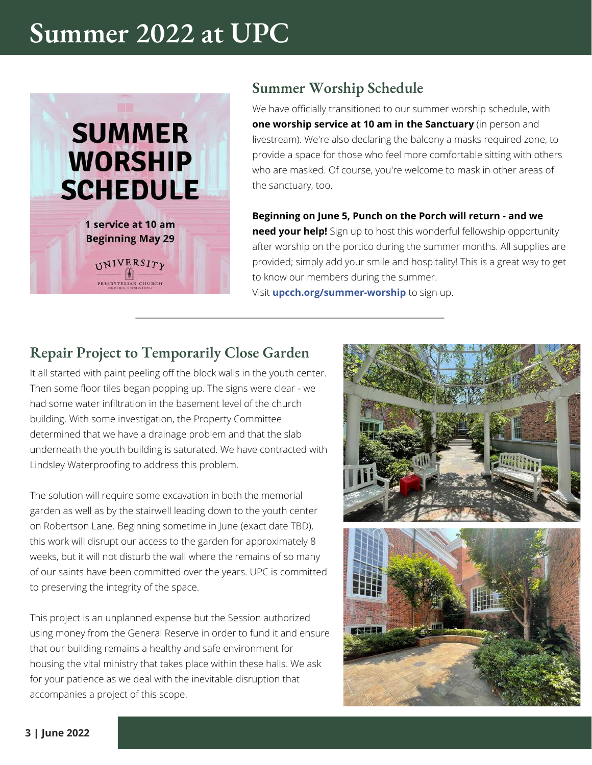# Summer 2022 at UPC

## Summer Worship Schedule

We have officially transitioned to our summer worship schedule, with **one worship service at 10 am in the Sanctuary** (in person and livestream). We're also declaring the balcony a masks required zone, to provide a space for those who feel more comfortable sitting with others who are masked. Of course, you're welcome to mask in other areas of the sanctuary, too.

**Beginning on June 5, Punch on the Porch will return - and we need your help!** Sign up to host this wonderful fellowship opportunity after worship on the portico during the summer months. All supplies are provided; simply add your smile and hospitality! This is a great way to get to know our members during the summer.
Visit **upcch.org/summer-worship** to sign up.

## Repair Project to Temporarily Close Garden

It all started with paint peeling off the block walls in the youth center. Then some floor tiles began popping up. The signs were clear - we had some water infiltration in the basement level of the church building. With some investigation, the Property Committee determined that we have a drainage problem and that the slab underneath the youth building is saturated. We have contracted with Lindsley Waterproofing to address this problem.

The solution will require some excavation in both the memorial garden as well as by the stairwell leading down to the youth center on Robertson Lane. Beginning sometime in June (exact date TBD), this work will disrupt our access to the garden for approximately 8 weeks, but it will not disturb the wall where the remains of so many of our saints have been committed over the years. UPC is committed to preserving the integrity of the space.

This project is an unplanned expense but the Session authorized using money from the General Reserve in order to fund it and ensure that our building remains a healthy and safe environment for housing the vital ministry that takes place within these halls. We ask for your patience as we deal with the inevitable disruption that accompanies a project of this scope.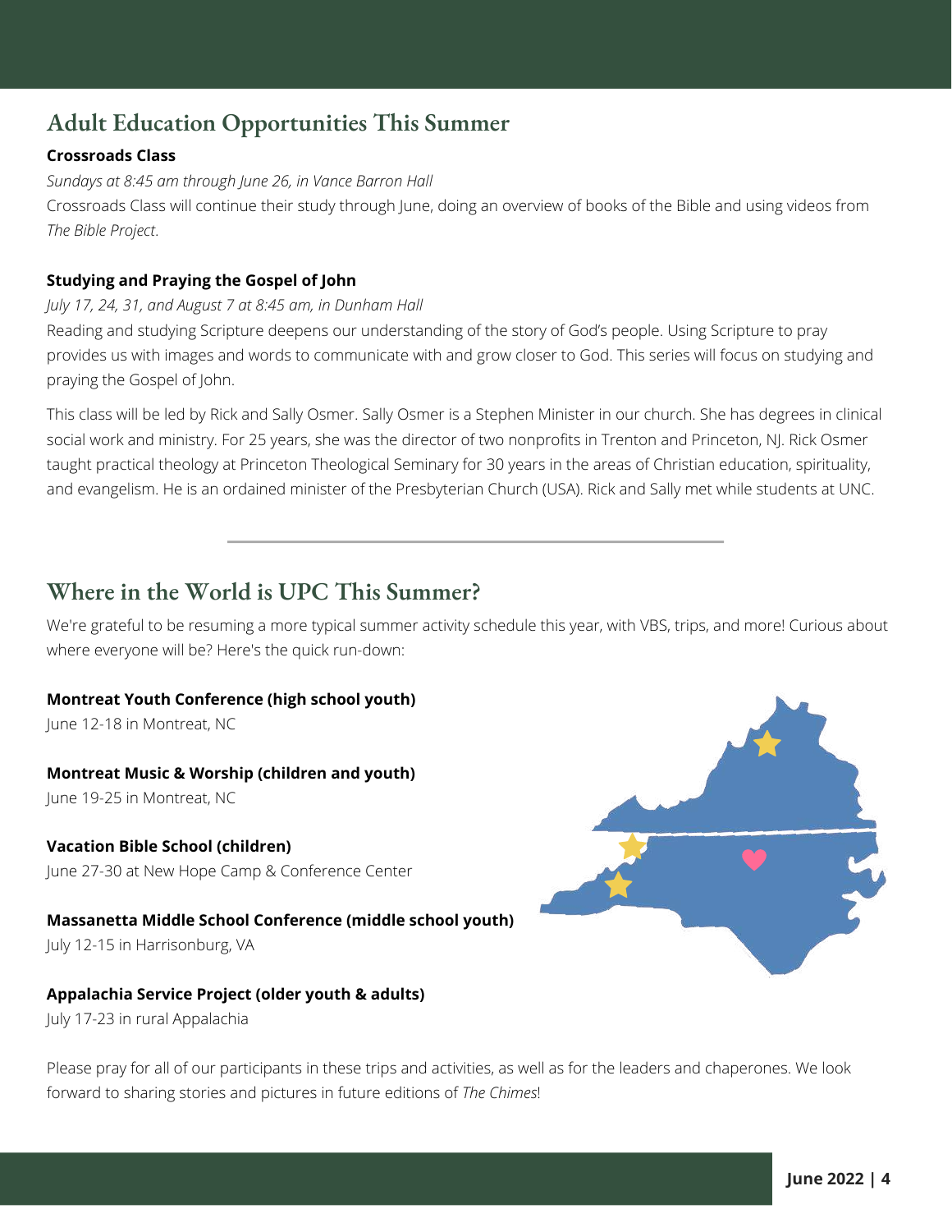## Adult Education Opportunities This Summer

**Crossroads Class**

*Sundays at 8:45 am through June 26, in Vance Barron Hall*

Crossroads Class will continue their study through June, doing an overview of books of the Bible and using videos from *The Bible Project*.

**Studying and Praying the Gospel of John**

*July 17, 24, 31, and August 7 at 8:45 am, in Dunham Hall*

Reading and studying Scripture deepens our understanding of the story of God's people. Using Scripture to pray provides us with images and words to communicate with and grow closer to God. This series will focus on studying and praying the Gospel of John.

This class will be led by Rick and Sally Osmer. Sally Osmer is a Stephen Minister in our church. She has degrees in clinical social work and ministry. For 25 years, she was the director of two nonprofits in Trenton and Princeton, NJ. Rick Osmer taught practical theology at Princeton Theological Seminary for 30 years in the areas of Christian education, spirituality, and evangelism. He is an ordained minister of the Presbyterian Church (USA). Rick and Sally met while students at UNC.

---

## Where in the World is UPC This Summer?

We're grateful to be resuming a more typical summer activity schedule this year, with VBS, trips, and more! Curious about where everyone will be? Here's the quick run-down:

**Montreat Youth Conference (high school youth)**
June 12-18 in Montreat, NC

**Montreat Music & Worship (children and youth)**
June 19-25 in Montreat, NC

**Vacation Bible School (children)**
June 27-30 at New Hope Camp & Conference Center

**Massanetta Middle School Conference (middle school youth)**
July 12-15 in Harrisonburg, VA

**Appalachia Service Project (older youth & adults)**
July 17-23 in rural Appalachia

Please pray for all of our participants in these trips and activities, as well as for the leaders and chaperones. We look forward to sharing stories and pictures in future editions of *The Chimes*!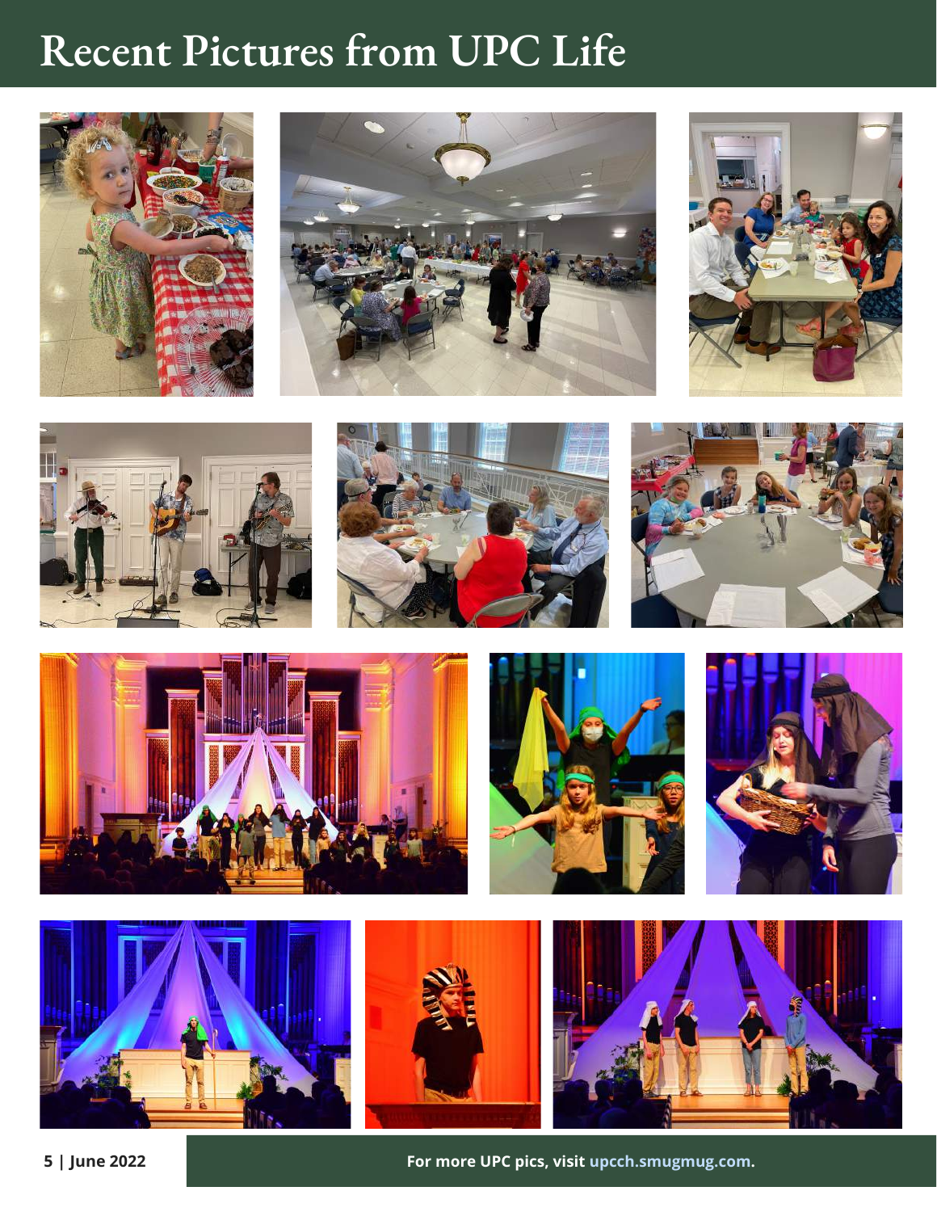# Recent Pictures from UPC Life

For more UPC pics, visit upcch.smugmug.com.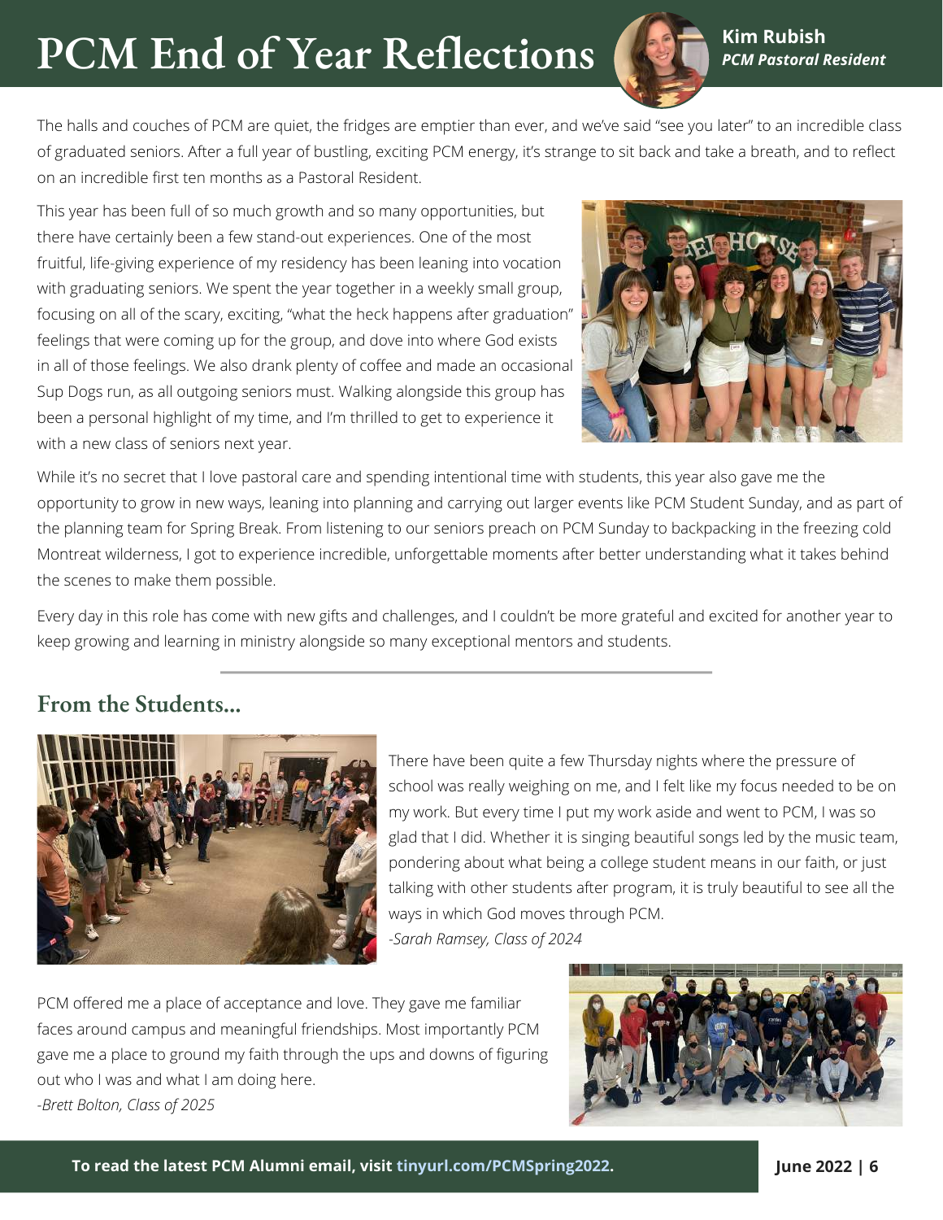# PCM End of Year Reflections

**Kim Rubish**
***PCM Pastoral Resident***

The halls and couches of PCM are quiet, the fridges are emptier than ever, and we've said "see you later" to an incredible class of graduated seniors. After a full year of bustling, exciting PCM energy, it's strange to sit back and take a breath, and to reflect on an incredible first ten months as a Pastoral Resident.

This year has been full of so much growth and so many opportunities, but there have certainly been a few stand-out experiences. One of the most fruitful, life-giving experience of my residency has been leaning into vocation with graduating seniors. We spent the year together in a weekly small group, focusing on all of the scary, exciting, "what the heck happens after graduation" feelings that were coming up for the group, and dove into where God exists in all of those feelings. We also drank plenty of coffee and made an occasional Sup Dogs run, as all outgoing seniors must. Walking alongside this group has been a personal highlight of my time, and I'm thrilled to get to experience it with a new class of seniors next year.

While it's no secret that I love pastoral care and spending intentional time with students, this year also gave me the opportunity to grow in new ways, leaning into planning and carrying out larger events like PCM Student Sunday, and as part of the planning team for Spring Break. From listening to our seniors preach on PCM Sunday to backpacking in the freezing cold Montreat wilderness, I got to experience incredible, unforgettable moments after better understanding what it takes behind the scenes to make them possible.

Every day in this role has come with new gifts and challenges, and I couldn't be more grateful and excited for another year to keep growing and learning in ministry alongside so many exceptional mentors and students.

## From the Students...

There have been quite a few Thursday nights where the pressure of school was really weighing on me, and I felt like my focus needed to be on my work. But every time I put my work aside and went to PCM, I was so glad that I did. Whether it is singing beautiful songs led by the music team, pondering about what being a college student means in our faith, or just talking with other students after program, it is truly beautiful to see all the ways in which God moves through PCM.
*-Sarah Ramsey, Class of 2024*

PCM offered me a place of acceptance and love. They gave me familiar faces around campus and meaningful friendships. Most importantly PCM gave me a place to ground my faith through the ups and downs of figuring out who I was and what I am doing here.
*-Brett Bolton, Class of 2025*

**To read the latest PCM Alumni email, visit tinyurl.com/PCMSpring2022.**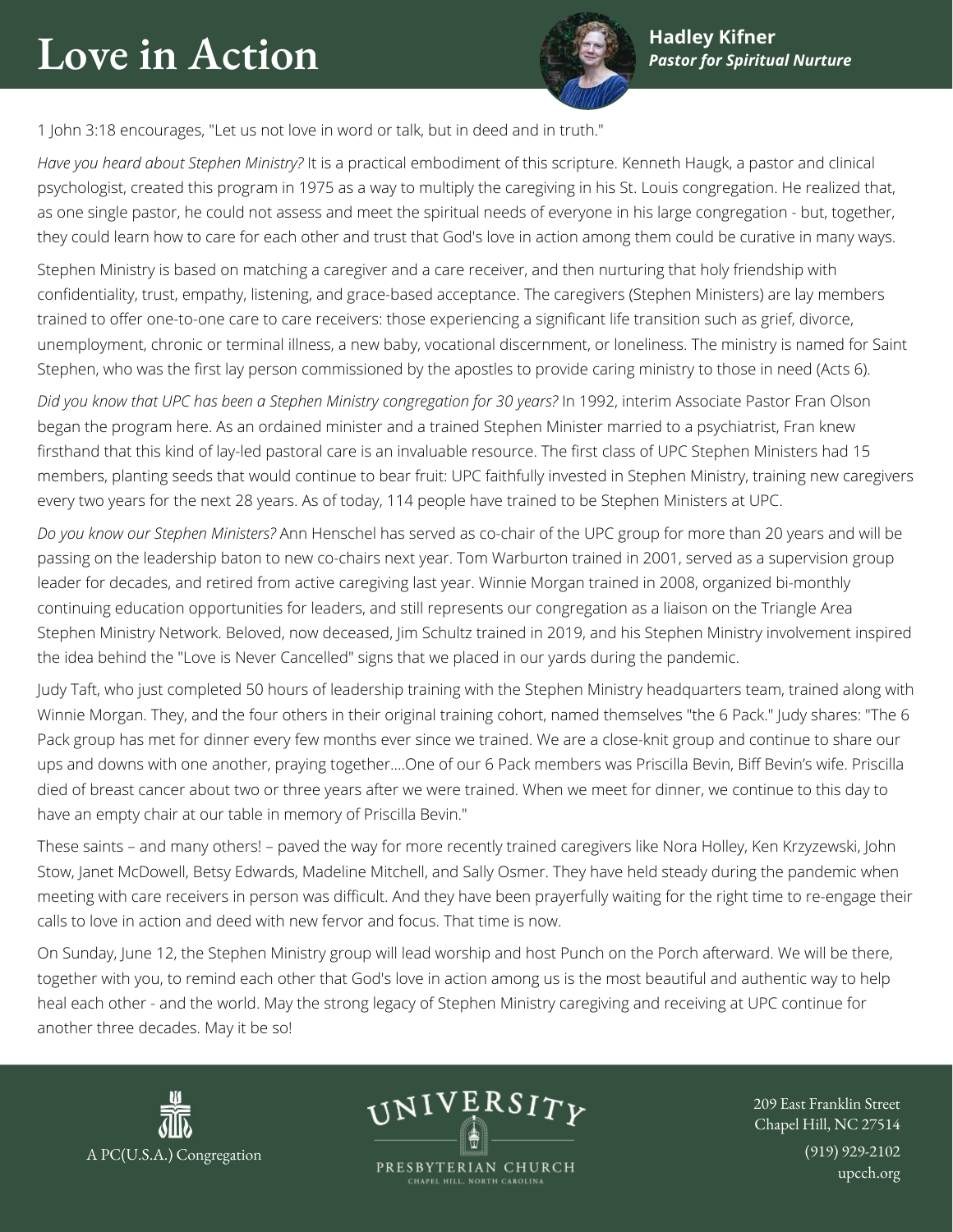# Love in Action

**Hadley Kifner**
***Pastor for Spiritual Nurture***

1 John 3:18 encourages, "Let us not love in word or talk, but in deed and in truth."

*Have you heard about Stephen Ministry?* It is a practical embodiment of this scripture. Kenneth Haugk, a pastor and clinical psychologist, created this program in 1975 as a way to multiply the caregiving in his St. Louis congregation. He realized that, as one single pastor, he could not assess and meet the spiritual needs of everyone in his large congregation - but, together, they could learn how to care for each other and trust that God's love in action among them could be curative in many ways.

Stephen Ministry is based on matching a caregiver and a care receiver, and then nurturing that holy friendship with confidentiality, trust, empathy, listening, and grace-based acceptance. The caregivers (Stephen Ministers) are lay members trained to offer one-to-one care to care receivers: those experiencing a significant life transition such as grief, divorce, unemployment, chronic or terminal illness, a new baby, vocational discernment, or loneliness. The ministry is named for Saint Stephen, who was the first lay person commissioned by the apostles to provide caring ministry to those in need (Acts 6).

*Did you know that UPC has been a Stephen Ministry congregation for 30 years?* In 1992, interim Associate Pastor Fran Olson began the program here. As an ordained minister and a trained Stephen Minister married to a psychiatrist, Fran knew firsthand that this kind of lay-led pastoral care is an invaluable resource. The first class of UPC Stephen Ministers had 15 members, planting seeds that would continue to bear fruit: UPC faithfully invested in Stephen Ministry, training new caregivers every two years for the next 28 years. As of today, 114 people have trained to be Stephen Ministers at UPC.

*Do you know our Stephen Ministers?* Ann Henschel has served as co-chair of the UPC group for more than 20 years and will be passing on the leadership baton to new co-chairs next year. Tom Warburton trained in 2001, served as a supervision group leader for decades, and retired from active caregiving last year. Winnie Morgan trained in 2008, organized bi-monthly continuing education opportunities for leaders, and still represents our congregation as a liaison on the Triangle Area Stephen Ministry Network. Beloved, now deceased, Jim Schultz trained in 2019, and his Stephen Ministry involvement inspired the idea behind the "Love is Never Cancelled" signs that we placed in our yards during the pandemic.

Judy Taft, who just completed 50 hours of leadership training with the Stephen Ministry headquarters team, trained along with Winnie Morgan. They, and the four others in their original training cohort, named themselves "the 6 Pack." Judy shares: "The 6 Pack group has met for dinner every few months ever since we trained. We are a close-knit group and continue to share our ups and downs with one another, praying together....One of our 6 Pack members was Priscilla Bevin, Biff Bevin's wife. Priscilla died of breast cancer about two or three years after we were trained. When we meet for dinner, we continue to this day to have an empty chair at our table in memory of Priscilla Bevin."

These saints – and many others! – paved the way for more recently trained caregivers like Nora Holley, Ken Krzyzewski, John Stow, Janet McDowell, Betsy Edwards, Madeline Mitchell, and Sally Osmer. They have held steady during the pandemic when meeting with care receivers in person was difficult. And they have been prayerfully waiting for the right time to re-engage their calls to love in action and deed with new fervor and focus. That time is now.

On Sunday, June 12, the Stephen Ministry group will lead worship and host Punch on the Porch afterward. We will be there, together with you, to remind each other that God's love in action among us is the most beautiful and authentic way to help heal each other - and the world. May the strong legacy of Stephen Ministry caregiving and receiving at UPC continue for another three decades. May it be so!

A PC(U.S.A.) Congregation

UNIVERSITY PRESBYTERIAN CHURCH
CHAPEL HILL, NORTH CAROLINA

209 East Franklin Street
Chapel Hill, NC 27514
(919) 929-2102
upcch.org